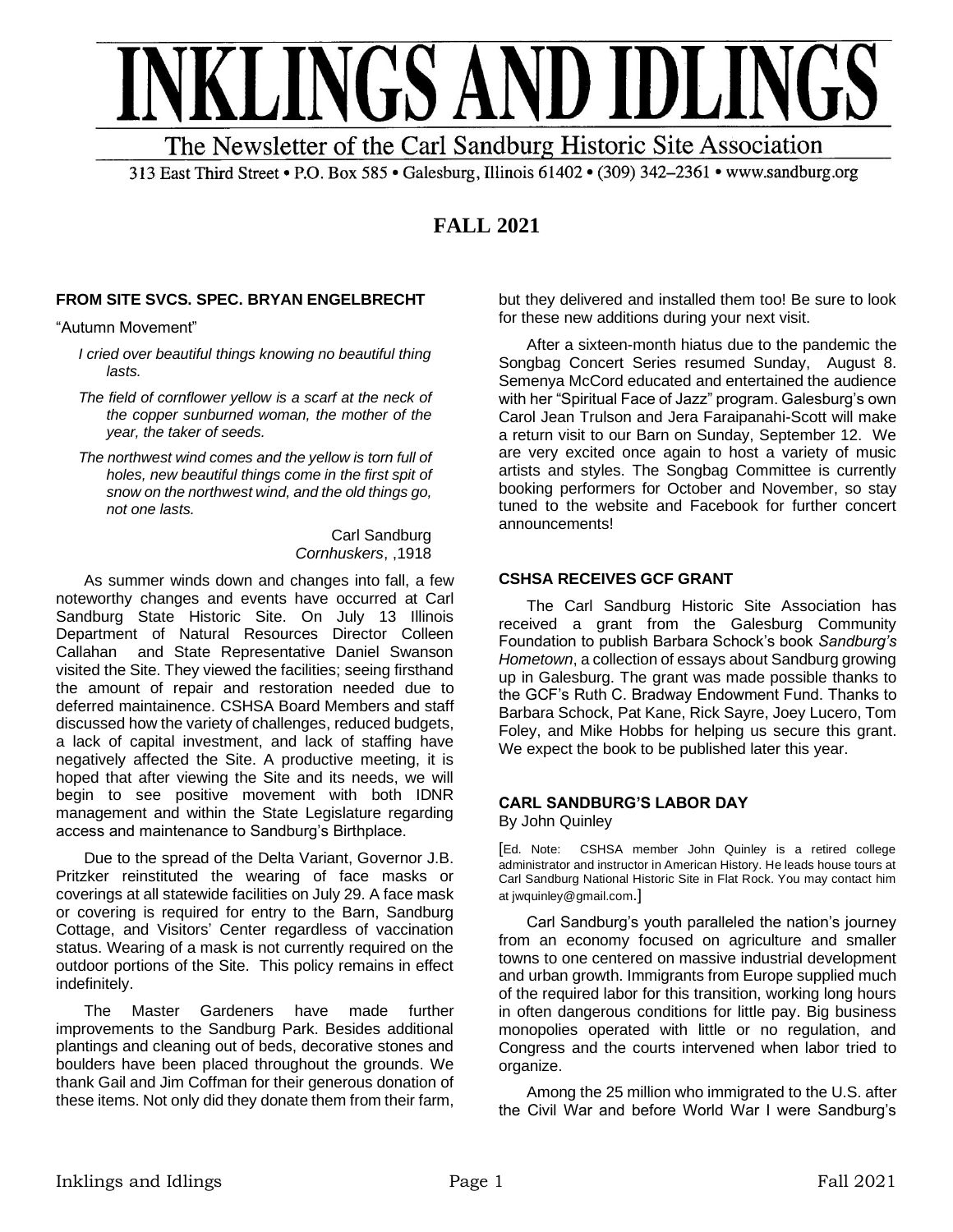# INKLINGS AND IDLINGS

The Newsletter of the Carl Sandburg Historic Site Association

313 East Third Street • P.O. Box 585 • Galesburg, Illinois 61402 • (309) 342–2361 • www.sandburg.org

## FALL 2021

### FROM SITE SVCS. SPEC. BRYAN ENGELBRECHT

"Autumn Movement"

*I cried over beautiful things knowing no beautiful thing lasts.*

*The field of cornflower yellow is a scarf at the neck of the copper sunburned woman, the mother of the year, the taker of seeds.*

*The northwest wind comes and the yellow is torn full of holes, new beautiful things come in the first spit of snow on the northwest wind, and the old things go, not one lasts.*

Carl Sandburg
*Cornhuskers*, ,1918

As summer winds down and changes into fall, a few noteworthy changes and events have occurred at Carl Sandburg State Historic Site. On July 13 Illinois Department of Natural Resources Director Colleen Callahan and State Representative Daniel Swanson visited the Site. They viewed the facilities; seeing firsthand the amount of repair and restoration needed due to deferred maintainence. CSHSA Board Members and staff discussed how the variety of challenges, reduced budgets, a lack of capital investment, and lack of staffing have negatively affected the Site. A productive meeting, it is hoped that after viewing the Site and its needs, we will begin to see positive movement with both IDNR management and within the State Legislature regarding access and maintenance to Sandburg's Birthplace.

Due to the spread of the Delta Variant, Governor J.B. Pritzker reinstituted the wearing of face masks or coverings at all statewide facilities on July 29. A face mask or covering is required for entry to the Barn, Sandburg Cottage, and Visitors' Center regardless of vaccination status. Wearing of a mask is not currently required on the outdoor portions of the Site. This policy remains in effect indefinitely.

The Master Gardeners have made further improvements to the Sandburg Park. Besides additional plantings and cleaning out of beds, decorative stones and boulders have been placed throughout the grounds. We thank Gail and Jim Coffman for their generous donation of these items. Not only did they donate them from their farm, but they delivered and installed them too! Be sure to look for these new additions during your next visit.

After a sixteen-month hiatus due to the pandemic the Songbag Concert Series resumed Sunday, August 8. Semenya McCord educated and entertained the audience with her "Spiritual Face of Jazz" program. Galesburg's own Carol Jean Trulson and Jera Faraipanahi-Scott will make a return visit to our Barn on Sunday, September 12. We are very excited once again to host a variety of music artists and styles. The Songbag Committee is currently booking performers for October and November, so stay tuned to the website and Facebook for further concert announcements!

### CSHSA RECEIVES GCF GRANT

The Carl Sandburg Historic Site Association has received a grant from the Galesburg Community Foundation to publish Barbara Schock's book *Sandburg's Hometown*, a collection of essays about Sandburg growing up in Galesburg. The grant was made possible thanks to the GCF's Ruth C. Bradway Endowment Fund. Thanks to Barbara Schock, Pat Kane, Rick Sayre, Joey Lucero, Tom Foley, and Mike Hobbs for helping us secure this grant. We expect the book to be published later this year.

### CARL SANDBURG'S LABOR DAY

By John Quinley

[Ed. Note: CSHSA member John Quinley is a retired college administrator and instructor in American History. He leads house tours at Carl Sandburg National Historic Site in Flat Rock. You may contact him at jwquinley@gmail.com.]

Carl Sandburg's youth paralleled the nation's journey from an economy focused on agriculture and smaller towns to one centered on massive industrial development and urban growth. Immigrants from Europe supplied much of the required labor for this transition, working long hours in often dangerous conditions for little pay. Big business monopolies operated with little or no regulation, and Congress and the courts intervened when labor tried to organize.

Among the 25 million who immigrated to the U.S. after the Civil War and before World War I were Sandburg's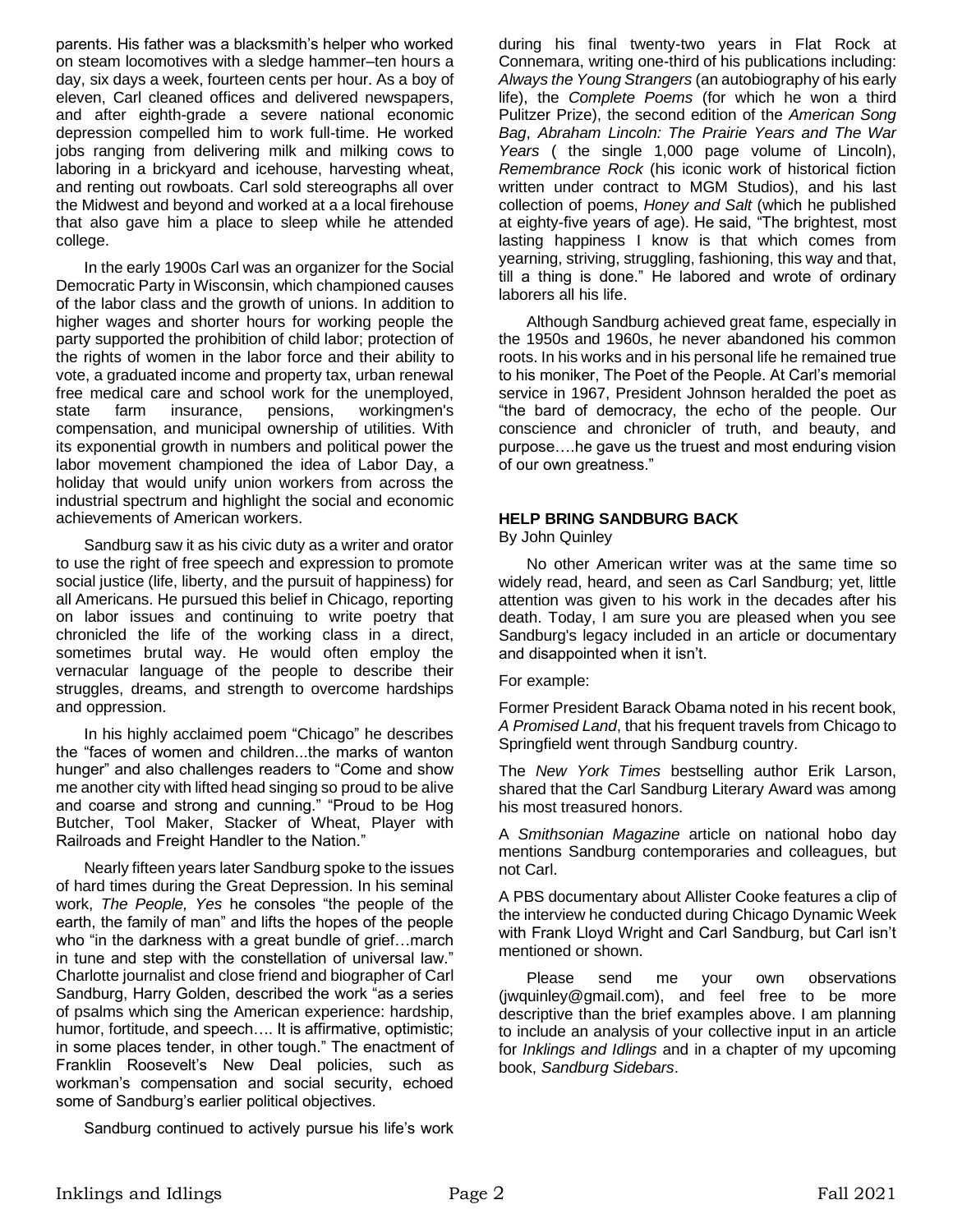parents. His father was a blacksmith's helper who worked on steam locomotives with a sledge hammer–ten hours a day, six days a week, fourteen cents per hour. As a boy of eleven, Carl cleaned offices and delivered newspapers, and after eighth-grade a severe national economic depression compelled him to work full-time. He worked jobs ranging from delivering milk and milking cows to laboring in a brickyard and icehouse, harvesting wheat, and renting out rowboats. Carl sold stereographs all over the Midwest and beyond and worked at a a local firehouse that also gave him a place to sleep while he attended college.

In the early 1900s Carl was an organizer for the Social Democratic Party in Wisconsin, which championed causes of the labor class and the growth of unions. In addition to higher wages and shorter hours for working people the party supported the prohibition of child labor; protection of the rights of women in the labor force and their ability to vote, a graduated income and property tax, urban renewal free medical care and school work for the unemployed, state farm insurance, pensions, workingmen's compensation, and municipal ownership of utilities. With its exponential growth in numbers and political power the labor movement championed the idea of Labor Day, a holiday that would unify union workers from across the industrial spectrum and highlight the social and economic achievements of American workers.

Sandburg saw it as his civic duty as a writer and orator to use the right of free speech and expression to promote social justice (life, liberty, and the pursuit of happiness) for all Americans. He pursued this belief in Chicago, reporting on labor issues and continuing to write poetry that chronicled the life of the working class in a direct, sometimes brutal way. He would often employ the vernacular language of the people to describe their struggles, dreams, and strength to overcome hardships and oppression.

In his highly acclaimed poem "Chicago" he describes the "faces of women and children...the marks of wanton hunger" and also challenges readers to "Come and show me another city with lifted head singing so proud to be alive and coarse and strong and cunning." "Proud to be Hog Butcher, Tool Maker, Stacker of Wheat, Player with Railroads and Freight Handler to the Nation."

Nearly fifteen years later Sandburg spoke to the issues of hard times during the Great Depression. In his seminal work, *The People, Yes* he consoles "the people of the earth, the family of man" and lifts the hopes of the people who "in the darkness with a great bundle of grief…march in tune and step with the constellation of universal law." Charlotte journalist and close friend and biographer of Carl Sandburg, Harry Golden, described the work "as a series of psalms which sing the American experience: hardship, humor, fortitude, and speech…. It is affirmative, optimistic; in some places tender, in other tough." The enactment of Franklin Roosevelt's New Deal policies, such as workman's compensation and social security, echoed some of Sandburg's earlier political objectives.

Sandburg continued to actively pursue his life's work during his final twenty-two years in Flat Rock at Connemara, writing one-third of his publications including: *Always the Young Strangers* (an autobiography of his early life), the *Complete Poems* (for which he won a third Pulitzer Prize), the second edition of the *American Song Bag*, *Abraham Lincoln: The Prairie Years and The War Years* ( the single 1,000 page volume of Lincoln), *Remembrance Rock* (his iconic work of historical fiction written under contract to MGM Studios), and his last collection of poems, *Honey and Salt* (which he published at eighty-five years of age). He said, "The brightest, most lasting happiness I know is that which comes from yearning, striving, struggling, fashioning, this way and that, till a thing is done." He labored and wrote of ordinary laborers all his life.

Although Sandburg achieved great fame, especially in the 1950s and 1960s, he never abandoned his common roots. In his works and in his personal life he remained true to his moniker, The Poet of the People. At Carl's memorial service in 1967, President Johnson heralded the poet as "the bard of democracy, the echo of the people. Our conscience and chronicler of truth, and beauty, and purpose….he gave us the truest and most enduring vision of our own greatness."

## HELP BRING SANDBURG BACK

By John Quinley

No other American writer was at the same time so widely read, heard, and seen as Carl Sandburg; yet, little attention was given to his work in the decades after his death. Today, I am sure you are pleased when you see Sandburg's legacy included in an article or documentary and disappointed when it isn't.

For example:

Former President Barack Obama noted in his recent book, *A Promised Land*, that his frequent travels from Chicago to Springfield went through Sandburg country.

The *New York Times* bestselling author Erik Larson, shared that the Carl Sandburg Literary Award was among his most treasured honors.

A *Smithsonian Magazine* article on national hobo day mentions Sandburg contemporaries and colleagues, but not Carl.

A PBS documentary about Allister Cooke features a clip of the interview he conducted during Chicago Dynamic Week with Frank Lloyd Wright and Carl Sandburg, but Carl isn't mentioned or shown.

Please send me your own observations (jwquinley@gmail.com), and feel free to be more descriptive than the brief examples above. I am planning to include an analysis of your collective input in an article for *Inklings and Idlings* and in a chapter of my upcoming book, *Sandburg Sidebars*.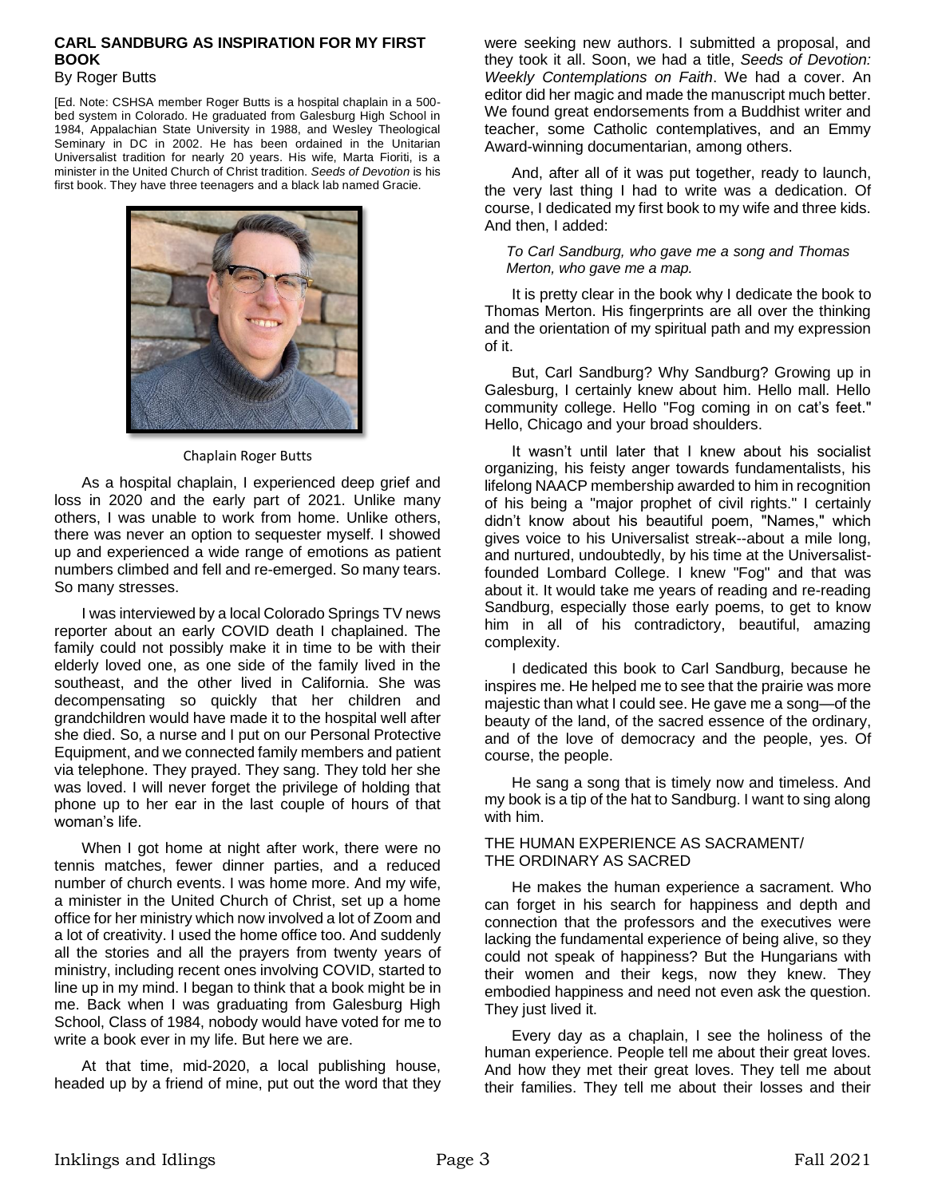## CARL SANDBURG AS INSPIRATION FOR MY FIRST BOOK

By Roger Butts

[Ed. Note: CSHSA member Roger Butts is a hospital chaplain in a 500-bed system in Colorado. He graduated from Galesburg High School in 1984, Appalachian State University in 1988, and Wesley Theological Seminary in DC in 2002. He has been ordained in the Unitarian Universalist tradition for nearly 20 years. His wife, Marta Fioriti, is a minister in the United Church of Christ tradition. *Seeds of Devotion* is his first book. They have three teenagers and a black lab named Gracie.

Chaplain Roger Butts

As a hospital chaplain, I experienced deep grief and loss in 2020 and the early part of 2021. Unlike many others, I was unable to work from home. Unlike others, there was never an option to sequester myself. I showed up and experienced a wide range of emotions as patient numbers climbed and fell and re-emerged. So many tears. So many stresses.

I was interviewed by a local Colorado Springs TV news reporter about an early COVID death I chaplained. The family could not possibly make it in time to be with their elderly loved one, as one side of the family lived in the southeast, and the other lived in California. She was decompensating so quickly that her children and grandchildren would have made it to the hospital well after she died. So, a nurse and I put on our Personal Protective Equipment, and we connected family members and patient via telephone. They prayed. They sang. They told her she was loved. I will never forget the privilege of holding that phone up to her ear in the last couple of hours of that woman's life.

When I got home at night after work, there were no tennis matches, fewer dinner parties, and a reduced number of church events. I was home more. And my wife, a minister in the United Church of Christ, set up a home office for her ministry which now involved a lot of Zoom and a lot of creativity. I used the home office too. And suddenly all the stories and all the prayers from twenty years of ministry, including recent ones involving COVID, started to line up in my mind. I began to think that a book might be in me. Back when I was graduating from Galesburg High School, Class of 1984, nobody would have voted for me to write a book ever in my life. But here we are.

At that time, mid-2020, a local publishing house, headed up by a friend of mine, put out the word that they were seeking new authors. I submitted a proposal, and they took it all. Soon, we had a title, *Seeds of Devotion: Weekly Contemplations on Faith*. We had a cover. An editor did her magic and made the manuscript much better. We found great endorsements from a Buddhist writer and teacher, some Catholic contemplatives, and an Emmy Award-winning documentarian, among others.

And, after all of it was put together, ready to launch, the very last thing I had to write was a dedication. Of course, I dedicated my first book to my wife and three kids. And then, I added:

*To Carl Sandburg, who gave me a song and Thomas Merton, who gave me a map.*

It is pretty clear in the book why I dedicate the book to Thomas Merton. His fingerprints are all over the thinking and the orientation of my spiritual path and my expression of it.

But, Carl Sandburg? Why Sandburg? Growing up in Galesburg, I certainly knew about him. Hello mall. Hello community college. Hello "Fog coming in on cat's feet." Hello, Chicago and your broad shoulders.

It wasn't until later that I knew about his socialist organizing, his feisty anger towards fundamentalists, his lifelong NAACP membership awarded to him in recognition of his being a "major prophet of civil rights." I certainly didn't know about his beautiful poem, "Names," which gives voice to his Universalist streak--about a mile long, and nurtured, undoubtedly, by his time at the Universalist-founded Lombard College. I knew "Fog" and that was about it. It would take me years of reading and re-reading Sandburg, especially those early poems, to get to know him in all of his contradictory, beautiful, amazing complexity.

I dedicated this book to Carl Sandburg, because he inspires me. He helped me to see that the prairie was more majestic than what I could see. He gave me a song—of the beauty of the land, of the sacred essence of the ordinary, and of the love of democracy and the people, yes. Of course, the people.

He sang a song that is timely now and timeless. And my book is a tip of the hat to Sandburg. I want to sing along with him.

### THE HUMAN EXPERIENCE AS SACRAMENT/ THE ORDINARY AS SACRED

He makes the human experience a sacrament. Who can forget in his search for happiness and depth and connection that the professors and the executives were lacking the fundamental experience of being alive, so they could not speak of happiness? But the Hungarians with their women and their kegs, now they knew. They embodied happiness and need not even ask the question. They just lived it.

Every day as a chaplain, I see the holiness of the human experience. People tell me about their great loves. And how they met their great loves. They tell me about their families. They tell me about their losses and their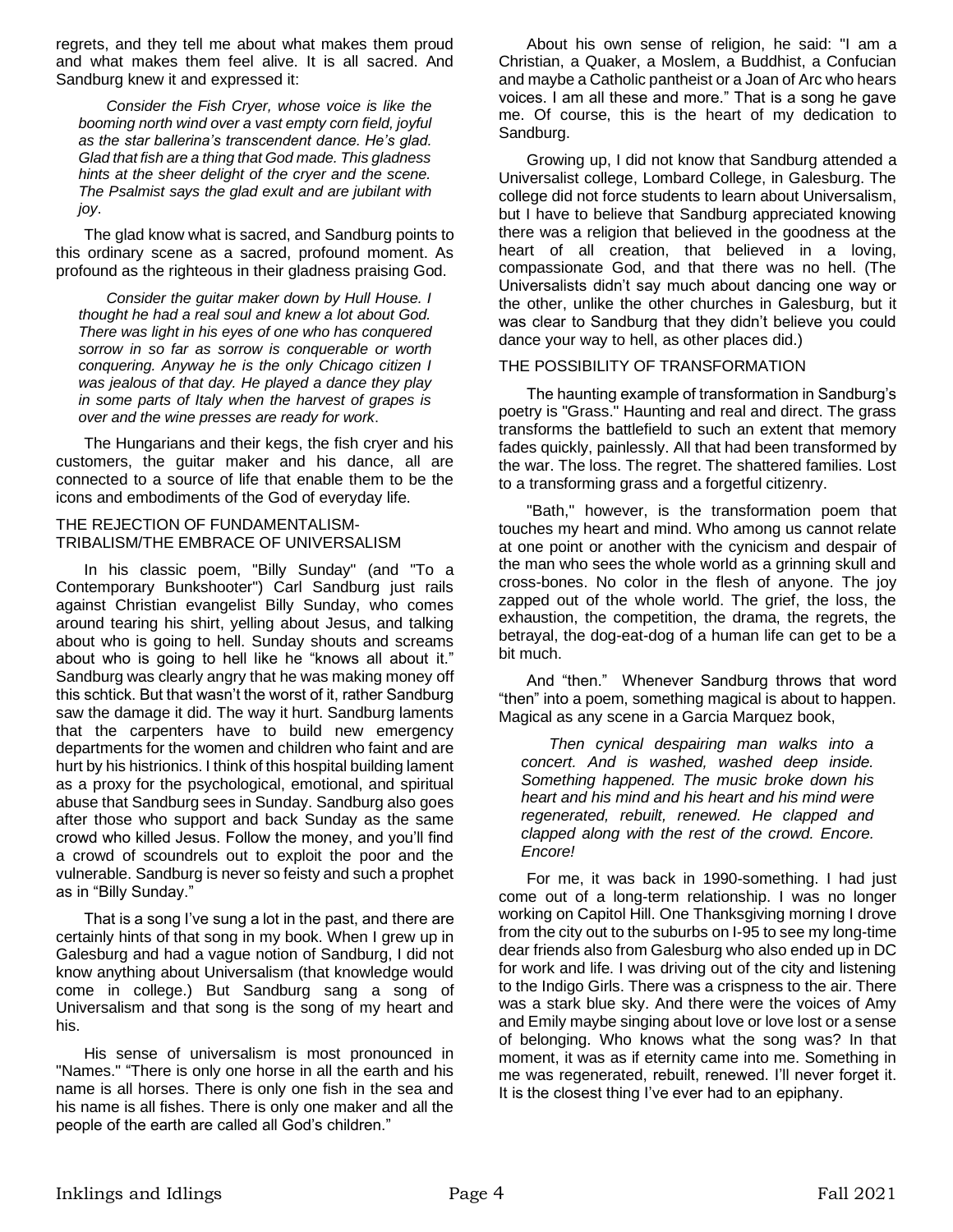regrets, and they tell me about what makes them proud and what makes them feel alive. It is all sacred. And Sandburg knew it and expressed it:

> *Consider the Fish Cryer, whose voice is like the booming north wind over a vast empty corn field, joyful as the star ballerina's transcendent dance. He's glad. Glad that fish are a thing that God made. This gladness hints at the sheer delight of the cryer and the scene. The Psalmist says the glad exult and are jubilant with joy*.

The glad know what is sacred, and Sandburg points to this ordinary scene as a sacred, profound moment. As profound as the righteous in their gladness praising God.

> *Consider the guitar maker down by Hull House. I thought he had a real soul and knew a lot about God. There was light in his eyes of one who has conquered sorrow in so far as sorrow is conquerable or worth conquering. Anyway he is the only Chicago citizen I was jealous of that day. He played a dance they play in some parts of Italy when the harvest of grapes is over and the wine presses are ready for work*.

The Hungarians and their kegs, the fish cryer and his customers, the guitar maker and his dance, all are connected to a source of life that enable them to be the icons and embodiments of the God of everyday life.

## THE REJECTION OF FUNDAMENTALISM-TRIBALISM/THE EMBRACE OF UNIVERSALISM

In his classic poem, "Billy Sunday" (and "To a Contemporary Bunkshooter") Carl Sandburg just rails against Christian evangelist Billy Sunday, who comes around tearing his shirt, yelling about Jesus, and talking about who is going to hell. Sunday shouts and screams about who is going to hell like he "knows all about it." Sandburg was clearly angry that he was making money off this schtick. But that wasn't the worst of it, rather Sandburg saw the damage it did. The way it hurt. Sandburg laments that the carpenters have to build new emergency departments for the women and children who faint and are hurt by his histrionics. I think of this hospital building lament as a proxy for the psychological, emotional, and spiritual abuse that Sandburg sees in Sunday. Sandburg also goes after those who support and back Sunday as the same crowd who killed Jesus. Follow the money, and you'll find a crowd of scoundrels out to exploit the poor and the vulnerable. Sandburg is never so feisty and such a prophet as in "Billy Sunday."

That is a song I've sung a lot in the past, and there are certainly hints of that song in my book. When I grew up in Galesburg and had a vague notion of Sandburg, I did not know anything about Universalism (that knowledge would come in college.) But Sandburg sang a song of Universalism and that song is the song of my heart and his.

His sense of universalism is most pronounced in "Names." "There is only one horse in all the earth and his name is all horses. There is only one fish in the sea and his name is all fishes. There is only one maker and all the people of the earth are called all God's children."

About his own sense of religion, he said: "I am a Christian, a Quaker, a Moslem, a Buddhist, a Confucian and maybe a Catholic pantheist or a Joan of Arc who hears voices. I am all these and more." That is a song he gave me. Of course, this is the heart of my dedication to Sandburg.

Growing up, I did not know that Sandburg attended a Universalist college, Lombard College, in Galesburg. The college did not force students to learn about Universalism, but I have to believe that Sandburg appreciated knowing there was a religion that believed in the goodness at the heart of all creation, that believed in a loving, compassionate God, and that there was no hell. (The Universalists didn't say much about dancing one way or the other, unlike the other churches in Galesburg, but it was clear to Sandburg that they didn't believe you could dance your way to hell, as other places did.)

## THE POSSIBILITY OF TRANSFORMATION

The haunting example of transformation in Sandburg's poetry is "Grass." Haunting and real and direct. The grass transforms the battlefield to such an extent that memory fades quickly, painlessly. All that had been transformed by the war. The loss. The regret. The shattered families. Lost to a transforming grass and a forgetful citizenry.

"Bath," however, is the transformation poem that touches my heart and mind. Who among us cannot relate at one point or another with the cynicism and despair of the man who sees the whole world as a grinning skull and cross-bones. No color in the flesh of anyone. The joy zapped out of the whole world. The grief, the loss, the exhaustion, the competition, the drama, the regrets, the betrayal, the dog-eat-dog of a human life can get to be a bit much.

And "then." Whenever Sandburg throws that word "then" into a poem, something magical is about to happen. Magical as any scene in a Garcia Marquez book,

> *Then cynical despairing man walks into a concert. And is washed, washed deep inside. Something happened. The music broke down his heart and his mind and his heart and his mind were regenerated, rebuilt, renewed. He clapped and clapped along with the rest of the crowd. Encore. Encore!*

For me, it was back in 1990-something. I had just come out of a long-term relationship. I was no longer working on Capitol Hill. One Thanksgiving morning I drove from the city out to the suburbs on I-95 to see my long-time dear friends also from Galesburg who also ended up in DC for work and life. I was driving out of the city and listening to the Indigo Girls. There was a crispness to the air. There was a stark blue sky. And there were the voices of Amy and Emily maybe singing about love or love lost or a sense of belonging. Who knows what the song was? In that moment, it was as if eternity came into me. Something in me was regenerated, rebuilt, renewed. I'll never forget it. It is the closest thing I've ever had to an epiphany.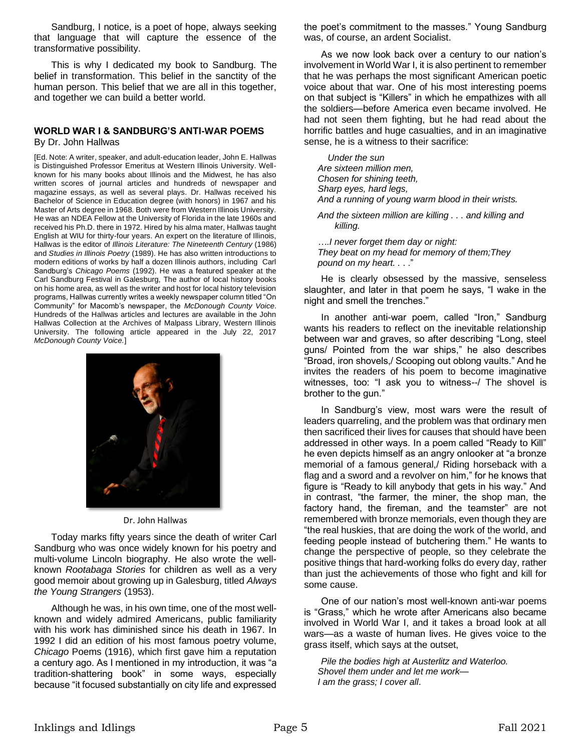Sandburg, I notice, is a poet of hope, always seeking that language that will capture the essence of the transformative possibility.

This is why I dedicated my book to Sandburg. The belief in transformation. This belief in the sanctity of the human person. This belief that we are all in this together, and together we can build a better world.

### WORLD WAR I & SANDBURG'S ANTI-WAR POEMS

By Dr. John Hallwas

[Ed. Note: A writer, speaker, and adult-education leader, John E. Hallwas is Distinguished Professor Emeritus at Western Illinois University. Well-known for his many books about Illinois and the Midwest, he has also written scores of journal articles and hundreds of newspaper and magazine essays, as well as several plays. Dr. Hallwas received his Bachelor of Science in Education degree (with honors) in 1967 and his Master of Arts degree in 1968. Both were from Western Illinois University. He was an NDEA Fellow at the University of Florida in the late 1960s and received his Ph.D. there in 1972. Hired by his alma mater, Hallwas taught English at WIU for thirty-four years. An expert on the literature of Illinois, Hallwas is the editor of *Illinois Literature: The Nineteenth Century* (1986) and *Studies in Illinois Poetry* (1989). He has also written introductions to modern editions of works by half a dozen Illinois authors, including Carl Sandburg's *Chicago Poems* (1992). He was a featured speaker at the Carl Sandburg Festival in Galesburg, The author of local history books on his home area, as well as the writer and host for local history television programs, Hallwas currently writes a weekly newspaper column titled "On Community" for Macomb's newspaper, the *McDonough County Voice*. Hundreds of the Hallwas articles and lectures are available in the John Hallwas Collection at the Archives of Malpass Library, Western Illinois University. The following article appeared in the July 22, 2017 *McDonough County Voice.*]

Dr. John Hallwas

Today marks fifty years since the death of writer Carl Sandburg who was once widely known for his poetry and multi-volume Lincoln biography. He also wrote the well-known *Rootabaga Stories* for children as well as a very good memoir about growing up in Galesburg, titled *Always the Young Strangers* (1953).

Although he was, in his own time, one of the most well-known and widely admired Americans, public familiarity with his work has diminished since his death in 1967. In 1992 I did an edition of his most famous poetry volume, *Chicago* Poems (1916), which first gave him a reputation a century ago. As I mentioned in my introduction, it was "a tradition-shattering book" in some ways, especially because "it focused substantially on city life and expressed the poet's commitment to the masses." Young Sandburg was, of course, an ardent Socialist.

As we now look back over a century to our nation's involvement in World War I, it is also pertinent to remember that he was perhaps the most significant American poetic voice about that war. One of his most interesting poems on that subject is "Killers" in which he empathizes with all the soldiers—before America even became involved. He had not seen them fighting, but he had read about the horrific battles and huge casualties, and in an imaginative sense, he is a witness to their sacrifice:

*Under the sun*
*Are sixteen million men,*
*Chosen for shining teeth,*
*Sharp eyes, hard legs,*
*And a running of young warm blood in their wrists.*

*And the sixteen million are killing . . . and killing and killing.*

*….I never forget them day or night:*
*They beat on my head for memory of them;They pound on my heart. . . .*"

He is clearly obsessed by the massive, senseless slaughter, and later in that poem he says, "I wake in the night and smell the trenches."

In another anti-war poem, called "Iron," Sandburg wants his readers to reflect on the inevitable relationship between war and graves, so after describing "Long, steel guns/ Pointed from the war ships," he also describes "Broad, iron shovels,/ Scooping out oblong vaults." And he invites the readers of his poem to become imaginative witnesses, too: "I ask you to witness--/ The shovel is brother to the gun."

In Sandburg's view, most wars were the result of leaders quarreling, and the problem was that ordinary men then sacrificed their lives for causes that should have been addressed in other ways. In a poem called "Ready to Kill" he even depicts himself as an angry onlooker at "a bronze memorial of a famous general,/ Riding horseback with a flag and a sword and a revolver on him," for he knows that figure is "Ready to kill anybody that gets in his way." And in contrast, "the farmer, the miner, the shop man, the factory hand, the fireman, and the teamster" are not remembered with bronze memorials, even though they are "the real huskies, that are doing the work of the world, and feeding people instead of butchering them." He wants to change the perspective of people, so they celebrate the positive things that hard-working folks do every day, rather than just the achievements of those who fight and kill for some cause.

One of our nation's most well-known anti-war poems is "Grass," which he wrote after Americans also became involved in World War I, and it takes a broad look at all wars—as a waste of human lives. He gives voice to the grass itself, which says at the outset,

*Pile the bodies high at Austerlitz and Waterloo.*
*Shovel them under and let me work—*
*I am the grass; I cover all*.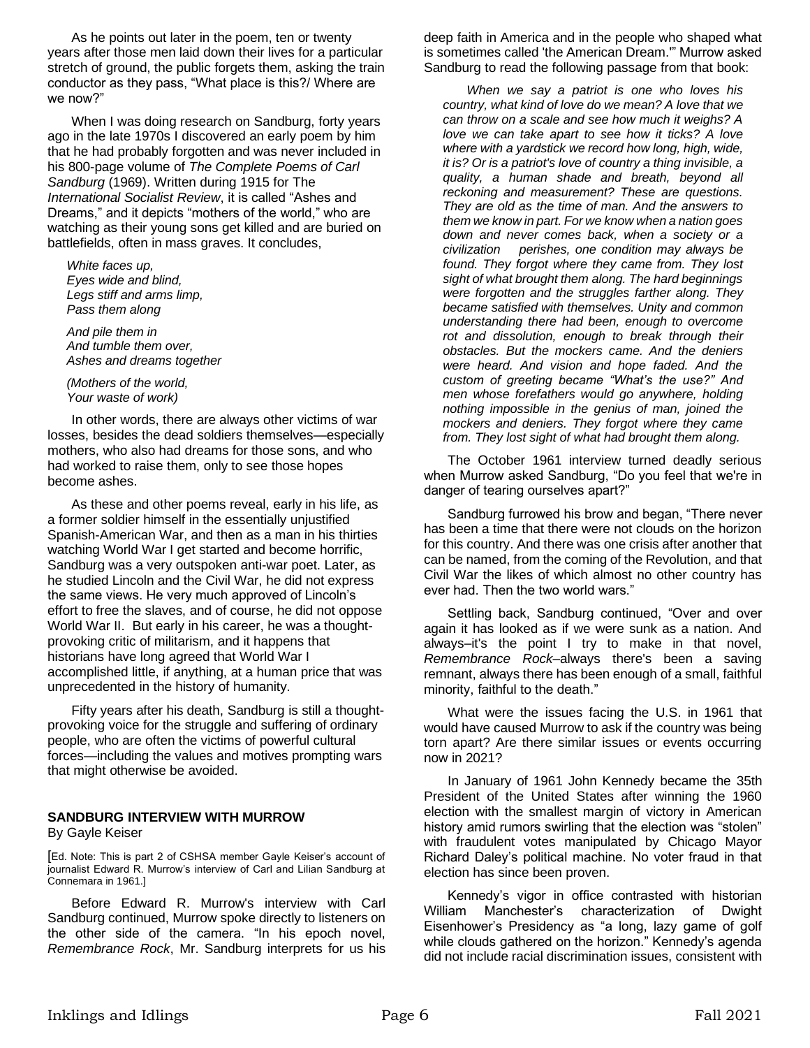As he points out later in the poem, ten or twenty years after those men laid down their lives for a particular stretch of ground, the public forgets them, asking the train conductor as they pass, "What place is this?/ Where are we now?"

When I was doing research on Sandburg, forty years ago in the late 1970s I discovered an early poem by him that he had probably forgotten and was never included in his 800-page volume of *The Complete Poems of Carl Sandburg* (1969). Written during 1915 for The *International Socialist Review*, it is called "Ashes and Dreams," and it depicts "mothers of the world," who are watching as their young sons get killed and are buried on battlefields, often in mass graves. It concludes,

*White faces up,*
*Eyes wide and blind,*
*Legs stiff and arms limp,*
*Pass them along*

*And pile them in*
*And tumble them over,*
*Ashes and dreams together*

*(Mothers of the world,*
*Your waste of work)*

In other words, there are always other victims of war losses, besides the dead soldiers themselves—especially mothers, who also had dreams for those sons, and who had worked to raise them, only to see those hopes become ashes.

As these and other poems reveal, early in his life, as a former soldier himself in the essentially unjustified Spanish-American War, and then as a man in his thirties watching World War I get started and become horrific, Sandburg was a very outspoken anti-war poet. Later, as he studied Lincoln and the Civil War, he did not express the same views. He very much approved of Lincoln's effort to free the slaves, and of course, he did not oppose World War II. But early in his career, he was a thought-provoking critic of militarism, and it happens that historians have long agreed that World War I accomplished little, if anything, at a human price that was unprecedented in the history of humanity.

Fifty years after his death, Sandburg is still a thought-provoking voice for the struggle and suffering of ordinary people, who are often the victims of powerful cultural forces—including the values and motives prompting wars that might otherwise be avoided.

## SANDBURG INTERVIEW WITH MURROW

By Gayle Keiser

[Ed. Note: This is part 2 of CSHSA member Gayle Keiser's account of journalist Edward R. Murrow's interview of Carl and Lilian Sandburg at Connemara in 1961.]

Before Edward R. Murrow's interview with Carl Sandburg continued, Murrow spoke directly to listeners on the other side of the camera. "In his epoch novel, *Remembrance Rock*, Mr. Sandburg interprets for us his deep faith in America and in the people who shaped what is sometimes called 'the American Dream.'" Murrow asked Sandburg to read the following passage from that book:

> *When we say a patriot is one who loves his country, what kind of love do we mean? A love that we can throw on a scale and see how much it weighs? A love we can take apart to see how it ticks? A love where with a yardstick we record how long, high, wide, it is? Or is a patriot's love of country a thing invisible, a quality, a human shade and breath, beyond all reckoning and measurement? These are questions. They are old as the time of man. And the answers to them we know in part. For we know when a nation goes down and never comes back, when a society or a civilization perishes, one condition may always be found. They forgot where they came from. They lost sight of what brought them along. The hard beginnings were forgotten and the struggles farther along. They became satisfied with themselves. Unity and common understanding there had been, enough to overcome rot and dissolution, enough to break through their obstacles. But the mockers came. And the deniers were heard. And vision and hope faded. And the custom of greeting became "What's the use?" And men whose forefathers would go anywhere, holding nothing impossible in the genius of man, joined the mockers and deniers. They forgot where they came from. They lost sight of what had brought them along.*

The October 1961 interview turned deadly serious when Murrow asked Sandburg, "Do you feel that we're in danger of tearing ourselves apart?"

Sandburg furrowed his brow and began, "There never has been a time that there were not clouds on the horizon for this country. And there was one crisis after another that can be named, from the coming of the Revolution, and that Civil War the likes of which almost no other country has ever had. Then the two world wars."

Settling back, Sandburg continued, "Over and over again it has looked as if we were sunk as a nation. And always–it's the point I try to make in that novel, *Remembrance Rock*–always there's been a saving remnant, always there has been enough of a small, faithful minority, faithful to the death."

What were the issues facing the U.S. in 1961 that would have caused Murrow to ask if the country was being torn apart? Are there similar issues or events occurring now in 2021?

In January of 1961 John Kennedy became the 35th President of the United States after winning the 1960 election with the smallest margin of victory in American history amid rumors swirling that the election was "stolen" with fraudulent votes manipulated by Chicago Mayor Richard Daley's political machine. No voter fraud in that election has since been proven.

Kennedy's vigor in office contrasted with historian William Manchester's characterization of Dwight Eisenhower's Presidency as "a long, lazy game of golf while clouds gathered on the horizon." Kennedy's agenda did not include racial discrimination issues, consistent with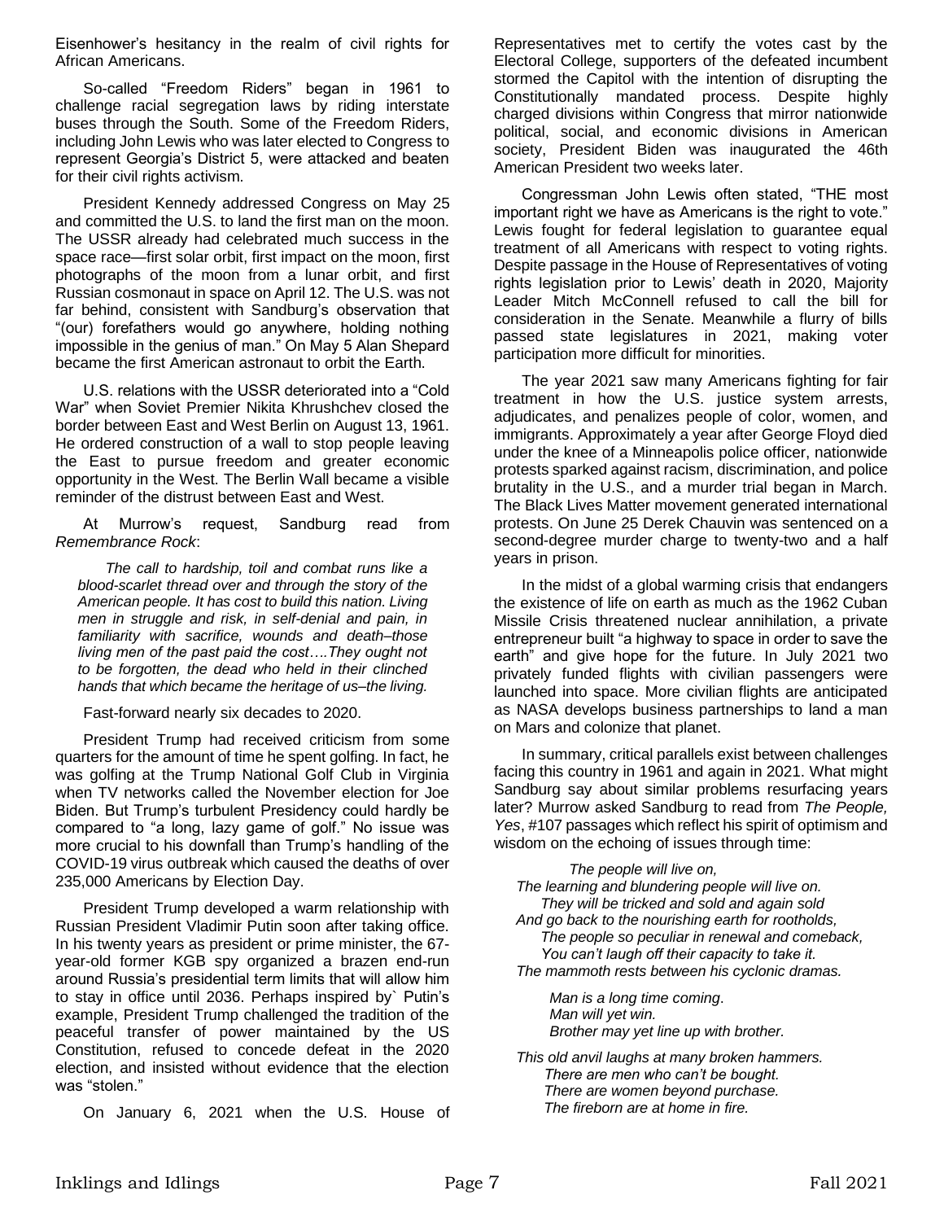Eisenhower's hesitancy in the realm of civil rights for African Americans.

So-called "Freedom Riders" began in 1961 to challenge racial segregation laws by riding interstate buses through the South. Some of the Freedom Riders, including John Lewis who was later elected to Congress to represent Georgia's District 5, were attacked and beaten for their civil rights activism.

President Kennedy addressed Congress on May 25 and committed the U.S. to land the first man on the moon. The USSR already had celebrated much success in the space race—first solar orbit, first impact on the moon, first photographs of the moon from a lunar orbit, and first Russian cosmonaut in space on April 12. The U.S. was not far behind, consistent with Sandburg's observation that "(our) forefathers would go anywhere, holding nothing impossible in the genius of man." On May 5 Alan Shepard became the first American astronaut to orbit the Earth.

U.S. relations with the USSR deteriorated into a "Cold War" when Soviet Premier Nikita Khrushchev closed the border between East and West Berlin on August 13, 1961. He ordered construction of a wall to stop people leaving the East to pursue freedom and greater economic opportunity in the West. The Berlin Wall became a visible reminder of the distrust between East and West.

At Murrow's request, Sandburg read from *Remembrance Rock*:

> *The call to hardship, toil and combat runs like a blood-scarlet thread over and through the story of the American people. It has cost to build this nation. Living men in struggle and risk, in self-denial and pain, in familiarity with sacrifice, wounds and death–those living men of the past paid the cost….They ought not to be forgotten, the dead who held in their clinched hands that which became the heritage of us–the living.*

Fast-forward nearly six decades to 2020.

President Trump had received criticism from some quarters for the amount of time he spent golfing. In fact, he was golfing at the Trump National Golf Club in Virginia when TV networks called the November election for Joe Biden. But Trump's turbulent Presidency could hardly be compared to "a long, lazy game of golf." No issue was more crucial to his downfall than Trump's handling of the COVID-19 virus outbreak which caused the deaths of over 235,000 Americans by Election Day.

President Trump developed a warm relationship with Russian President Vladimir Putin soon after taking office. In his twenty years as president or prime minister, the 67-year-old former KGB spy organized a brazen end-run around Russia's presidential term limits that will allow him to stay in office until 2036. Perhaps inspired by` Putin's example, President Trump challenged the tradition of the peaceful transfer of power maintained by the US Constitution, refused to concede defeat in the 2020 election, and insisted without evidence that the election was "stolen."

On January 6, 2021 when the U.S. House of Representatives met to certify the votes cast by the Electoral College, supporters of the defeated incumbent stormed the Capitol with the intention of disrupting the Constitutionally mandated process. Despite highly charged divisions within Congress that mirror nationwide political, social, and economic divisions in American society, President Biden was inaugurated the 46th American President two weeks later.

Congressman John Lewis often stated, "THE most important right we have as Americans is the right to vote." Lewis fought for federal legislation to guarantee equal treatment of all Americans with respect to voting rights. Despite passage in the House of Representatives of voting rights legislation prior to Lewis' death in 2020, Majority Leader Mitch McConnell refused to call the bill for consideration in the Senate. Meanwhile a flurry of bills passed state legislatures in 2021, making voter participation more difficult for minorities.

The year 2021 saw many Americans fighting for fair treatment in how the U.S. justice system arrests, adjudicates, and penalizes people of color, women, and immigrants. Approximately a year after George Floyd died under the knee of a Minneapolis police officer, nationwide protests sparked against racism, discrimination, and police brutality in the U.S., and a murder trial began in March. The Black Lives Matter movement generated international protests. On June 25 Derek Chauvin was sentenced on a second-degree murder charge to twenty-two and a half years in prison.

In the midst of a global warming crisis that endangers the existence of life on earth as much as the 1962 Cuban Missile Crisis threatened nuclear annihilation, a private entrepreneur built "a highway to space in order to save the earth" and give hope for the future. In July 2021 two privately funded flights with civilian passengers were launched into space. More civilian flights are anticipated as NASA develops business partnerships to land a man on Mars and colonize that planet.

In summary, critical parallels exist between challenges facing this country in 1961 and again in 2021. What might Sandburg say about similar problems resurfacing years later? Murrow asked Sandburg to read from *The People, Yes*, #107 passages which reflect his spirit of optimism and wisdom on the echoing of issues through time:

> *The people will live on,*
> *The learning and blundering people will live on.*
> *They will be tricked and sold and again sold*
> *And go back to the nourishing earth for rootholds,*
> *The people so peculiar in renewal and comeback,*
> *You can't laugh off their capacity to take it.*
> *The mammoth rests between his cyclonic dramas.*
>
> *Man is a long time coming.*
> *Man will yet win.*
> *Brother may yet line up with brother.*
>
> *This old anvil laughs at many broken hammers.*
> *There are men who can't be bought.*
> *There are women beyond purchase.*
> *The fireborn are at home in fire.*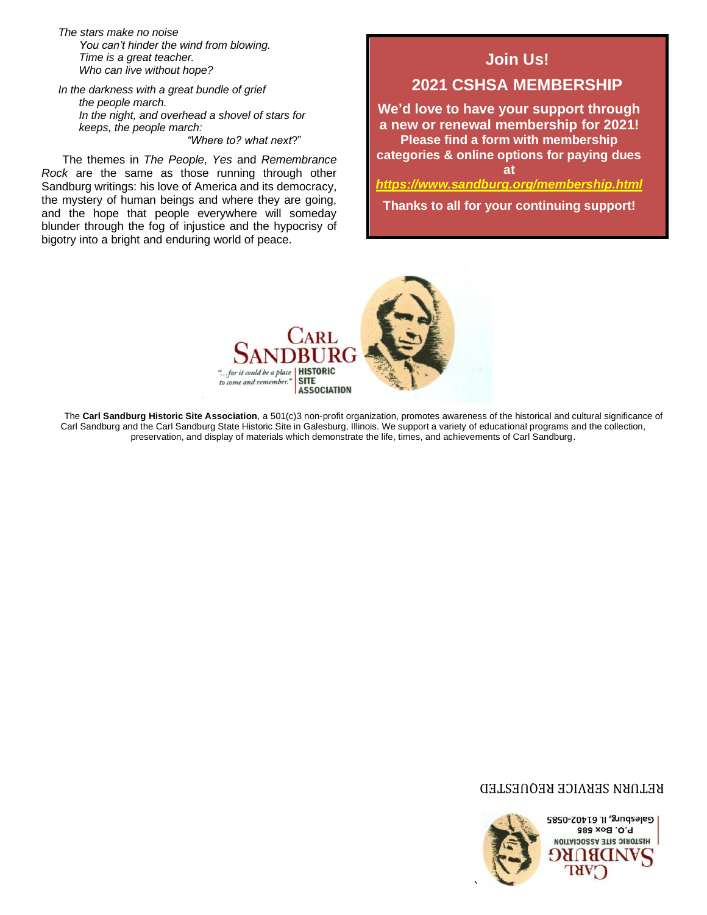*The stars make no noise*
*You can't hinder the wind from blowing.*
*Time is a great teacher.*
*Who can live without hope?*

*In the darkness with a great bundle of grief*
*the people march.*
*In the night, and overhead a shovel of stars for*
*keeps, the people march:*
*"Where to? what next?"*

The themes in *The People, Yes* and *Remembrance Rock* are the same as those running through other Sandburg writings: his love of America and its democracy, the mystery of human beings and where they are going, and the hope that people everywhere will someday blunder through the fog of injustice and the hypocrisy of bigotry into a bright and enduring world of peace.

## Join Us!

## 2021 CSHSA MEMBERSHIP

**We'd love to have your support through a new or renewal membership for 2021! Please find a form with membership categories & online options for paying dues at**

***https://www.sandburg.org/membership.html***

**Thanks to all for your continuing support!**

CARL SANDBURG
"...for it could be a place to come and remember." HISTORIC SITE ASSOCIATION

The **Carl Sandburg Historic Site Association**, a 501(c)3 non-profit organization, promotes awareness of the historical and cultural significance of Carl Sandburg and the Carl Sandburg State Historic Site in Galesburg, Illinois. We support a variety of educational programs and the collection, preservation, and display of materials which demonstrate the life, times, and achievements of Carl Sandburg.

RETURN SERVICE REQUESTED

CARL SANDBURG
HISTORIC SITE ASSOCIATION
P.O. Box 585
Galesburg, IL 61402-0585